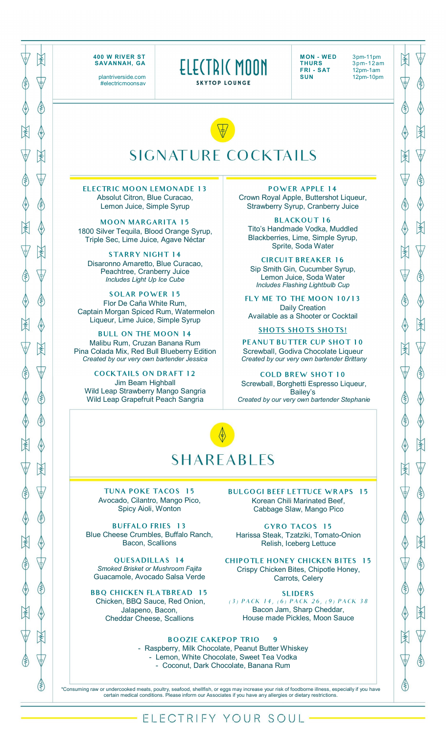400 W RIVER ST
SAVANNAH, GA

plantriverside.com
#electricmoonsav

# ELECTRIC MOON
SKYTOP LOUNGE

| | |
|---|---|
| MON - WED | 3pm-11pm |
| THURS | 3pm-12am |
| FRI - SAT | 12pm-1am |
| SUN | 12pm-10pm |

## SIGNATURE COCKTAILS

### ELECTRIC MOON LEMONADE 13
Absolut Citron, Blue Curacao, Lemon Juice, Simple Syrup

### MOON MARGARITA 15
1800 Silver Tequila, Blood Orange Syrup, Triple Sec, Lime Juice, Agave Néctar

### STARRY NIGHT 14
Disaronno Amaretto, Blue Curacao, Peachtree, Cranberry Juice
*Includes Light Up Ice Cube*

### SOLAR POWER 15
Flor De Caña White Rum, Captain Morgan Spiced Rum, Watermelon Liqueur, Lime Juice, Simple Syrup

### BULL ON THE MOON 14
Malibu Rum, Cruzan Banana Rum, Pina Colada Mix, Red Bull Blueberry Edition
*Created by our very own bartender Jessica*

### COCKTAILS ON DRAFT 12
Jim Beam Highball
Wild Leap Strawberry Mango Sangria
Wild Leap Grapefruit Peach Sangria

### POWER APPLE 14
Crown Royal Apple, Buttershot Liqueur, Strawberry Syrup, Cranberry Juice

### BLACKOUT 16
Tito's Handmade Vodka, Muddled Blackberries, Lime, Simple Syrup, Sprite, Soda Water

### CIRCUIT BREAKER 16
Sip Smith Gin, Cucumber Syrup, Lemon Juice, Soda Water
*Includes Flashing Lightbulb Cup*

### FLY ME TO THE MOON 10/13
Daily Creation
Available as a Shooter or Cocktail

### SHOTS SHOTS SHOTS!

### PEANUT BUTTER CUP SHOT 10
Screwball, Godiva Chocolate Liqueur
*Created by our very own bartender Brittany*

### COLD BREW SHOT 10
Screwball, Borghetti Espresso Liqueur, Bailey's
*Created by our very own bartender Stephanie*

## SHAREABLES

### TUNA POKE TACOS 15
Avocado, Cilantro, Mango Pico, Spicy Aioli, Wonton

### BUFFALO FRIES 13
Blue Cheese Crumbles, Buffalo Ranch, Bacon, Scallions

### QUESADILLAS 14
*Smoked Brisket or Mushroom Fajita*
Guacamole, Avocado Salsa Verde

### BBQ CHICKEN FLATBREAD 15
Chicken, BBQ Sauce, Red Onion, Jalapeno, Bacon, Cheddar Cheese, Scallions

### BULGOGI BEEF LETTUCE WRAPS 15
Korean Chili Marinated Beef, Cabbage Slaw, Mango Pico

### GYRO TACOS 15
Harissa Steak, Tzatziki, Tomato-Onion Relish, Iceberg Lettuce

### CHIPOTLE HONEY CHICKEN BITES 15
Crispy Chicken Bites, Chipotle Honey, Carrots, Celery

### SLIDERS
*(3) PACK 14, (6) PACK 26, (9) PACK 38*
Bacon Jam, Sharp Cheddar, House made Pickles, Moon Sauce

### BOOZIE CAKEPOP TRIO 9
- Raspberry, Milk Chocolate, Peanut Butter Whiskey
- Lemon, White Chocolate, Sweet Tea Vodka
- Coconut, Dark Chocolate, Banana Rum

*Consuming raw or undercooked meats, poultry, seafood, shellfish, or eggs may increase your risk of foodborne illness, especially if you have certain medical conditions. Please inform our Associates if you have any allergies or dietary restrictions.

ELECTRIFY YOUR SOUL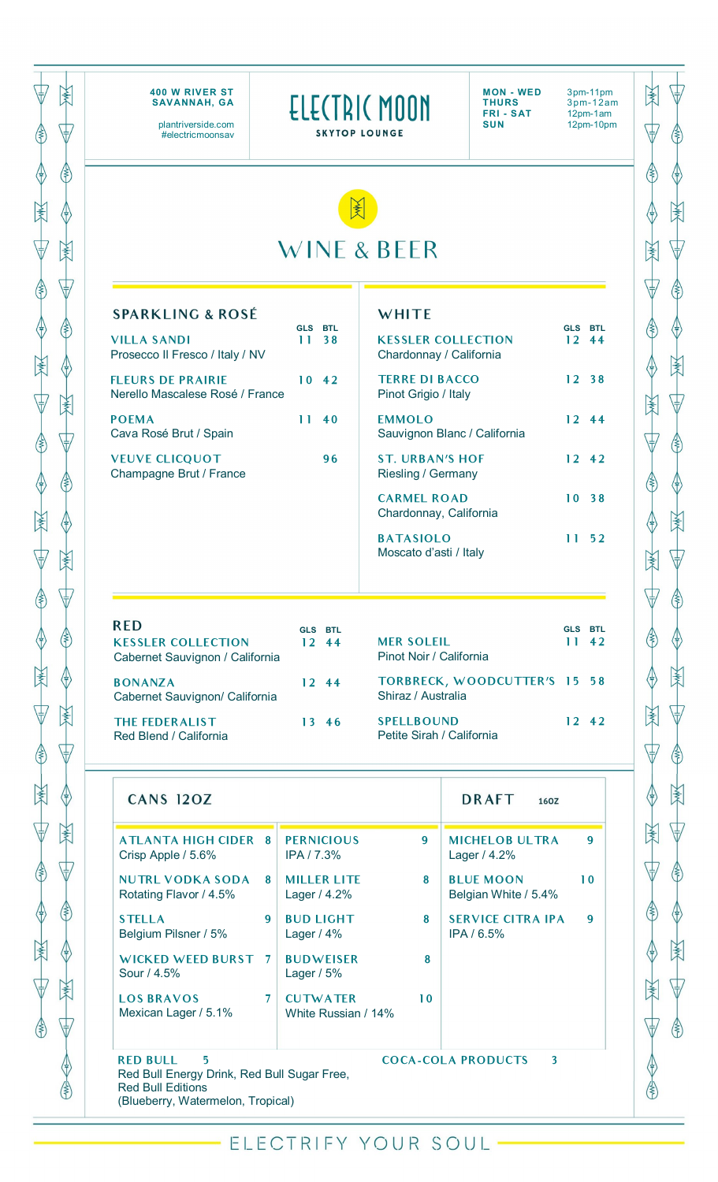400 W RIVER ST
SAVANNAH, GA

plantriverside.com
#electricmoonsav

# ELECTRIC MOON
SKYTOP LOUNGE

| | |
|---|---|
| MON - WED | 3pm-11pm |
| THURS | 3pm-12am |
| FRI - SAT | 12pm-1am |
| SUN | 12pm-10pm |

## WINE & BEER

### SPARKLING & ROSÉ

| | GLS | BTL |
|---|---|---|
| **VILLA SANDI**<br>Prosecco Il Fresco / Italy / NV | 11 | 38 |
| **FLEURS DE PRAIRIE**<br>Nerello Mascalese Rosé / France | 10 | 42 |
| **POEMA**<br>Cava Rosé Brut / Spain | 11 | 40 |
| **VEUVE CLICQUOT**<br>Champagne Brut / France | | 96 |

### WHITE

| | GLS | BTL |
|---|---|---|
| **KESSLER COLLECTION**<br>Chardonnay / California | 12 | 44 |
| **TERRE DI BACCO**<br>Pinot Grigio / Italy | 12 | 38 |
| **EMMOLO**<br>Sauvignon Blanc / California | 12 | 44 |
| **ST. URBAN'S HOF**<br>Riesling / Germany | 12 | 42 |
| **CARMEL ROAD**<br>Chardonnay, California | 10 | 38 |
| **BATASIOLO**<br>Moscato d'asti / Italy | 11 | 52 |

### RED

| | GLS | BTL |
|---|---|---|
| **KESSLER COLLECTION**<br>Cabernet Sauvignon / California | 12 | 44 |
| **BONANZA**<br>Cabernet Sauvignon/ California | 12 | 44 |
| **THE FEDERALIST**<br>Red Blend / California | 13 | 46 |
| **MER SOLEIL**<br>Pinot Noir / California | 11 | 42 |
| **TORBRECK, WOODCUTTER'S**<br>Shiraz / Australia | 15 | 58 |
| **SPELLBOUND**<br>Petite Sirah / California | 12 | 42 |

### CANS 12OZ

| | |
|---|---|
| **ATLANTA HIGH CIDER**<br>Crisp Apple / 5.6% | 8 |
| **NUTRL VODKA SODA**<br>Rotating Flavor / 4.5% | 8 |
| **STELLA**<br>Belgium Pilsner / 5% | 9 |
| **WICKED WEED BURST**<br>Sour / 4.5% | 7 |
| **LOS BRAVOS**<br>Mexican Lager / 5.1% | 7 |
| **PERNICIOUS**<br>IPA / 7.3% | 9 |
| **MILLER LITE**<br>Lager / 4.2% | 8 |
| **BUD LIGHT**<br>Lager / 4% | 8 |
| **BUDWEISER**<br>Lager / 5% | 8 |
| **CUTWATER**<br>White Russian / 14% | 10 |

### DRAFT 16OZ

| | |
|---|---|
| **MICHELOB ULTRA**<br>Lager / 4.2% | 9 |
| **BLUE MOON**<br>Belgian White / 5.4% | 10 |
| **SERVICE CITRA IPA**<br>IPA / 6.5% | 9 |

**RED BULL** 5
Red Bull Energy Drink, Red Bull Sugar Free,
Red Bull Editions
(Blueberry, Watermelon, Tropical)

**COCA-COLA PRODUCTS** 3

ELECTRIFY YOUR SOUL